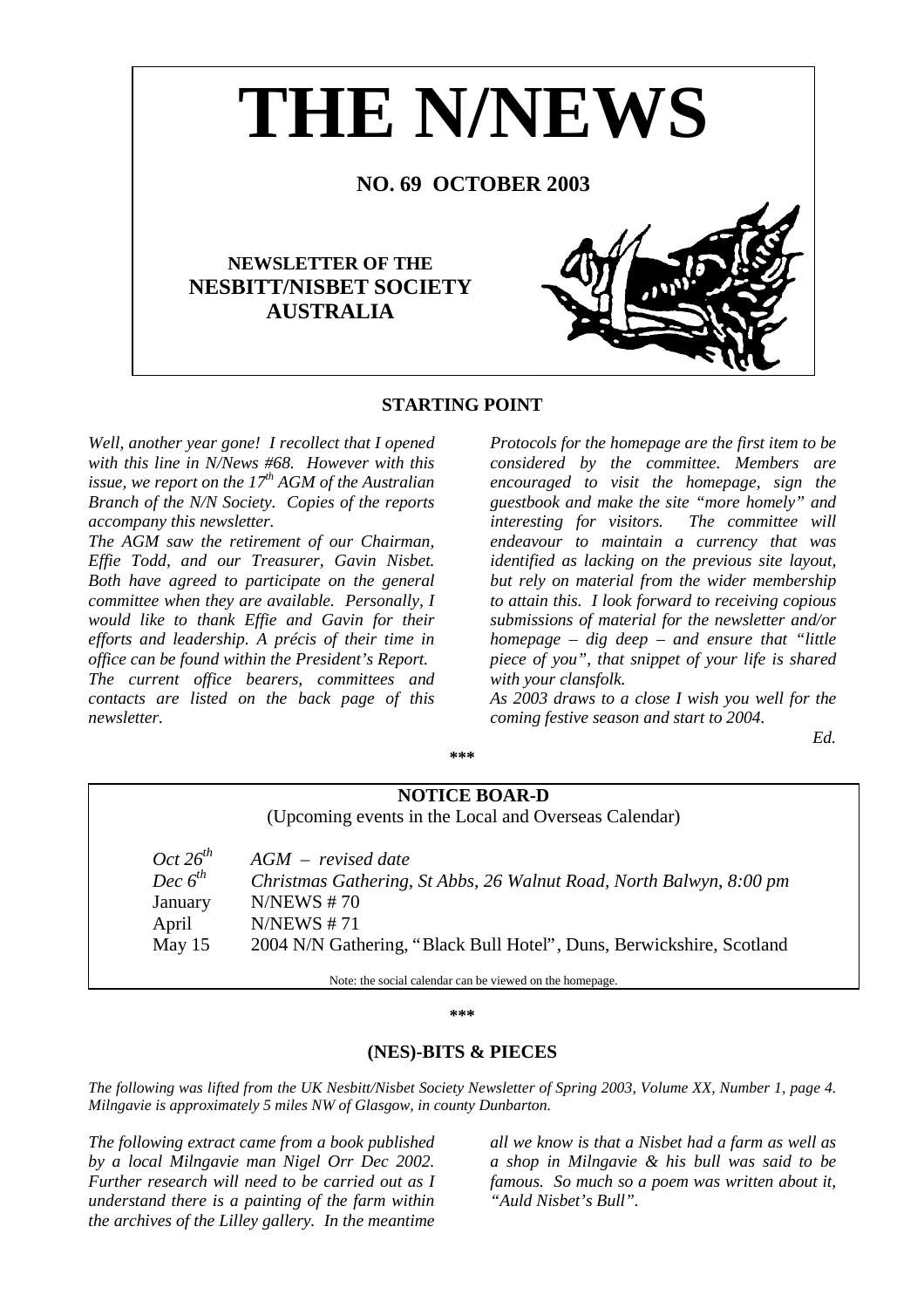# THE N/NEWS

**NO. 69 OCTOBER 2003**

**NEWSLETTER OF THE NESBITT/NISBET SOCIETY AUSTRALIA**

## STARTING POINT

*Well, another year gone! I recollect that I opened with this line in N/News #68. However with this issue, we report on the 17th AGM of the Australian Branch of the N/N Society. Copies of the reports accompany this newsletter.*

*The AGM saw the retirement of our Chairman, Effie Todd, and our Treasurer, Gavin Nisbet. Both have agreed to participate on the general committee when they are available. Personally, I would like to thank Effie and Gavin for their efforts and leadership. A précis of their time in office can be found within the President's Report.*

*The current office bearers, committees and contacts are listed on the back page of this newsletter.*

*Protocols for the homepage are the first item to be considered by the committee. Members are encouraged to visit the homepage, sign the guestbook and make the site "more homely" and interesting for visitors. The committee will endeavour to maintain a currency that was identified as lacking on the previous site layout, but rely on material from the wider membership to attain this. I look forward to receiving copious submissions of material for the newsletter and/or homepage – dig deep – and ensure that "little piece of you", that snippet of your life is shared with your clansfolk.*

*As 2003 draws to a close I wish you well for the coming festive season and start to 2004.*

*Ed.*

\*\*\*

## NOTICE BOAR-D

(Upcoming events in the Local and Overseas Calendar)

| | |
|---|---|
| *Oct 26th* | *AGM – revised date* |
| *Dec 6th* | *Christmas Gathering, St Abbs, 26 Walnut Road, North Balwyn, 8:00 pm* |
| January | N/NEWS # 70 |
| April | N/NEWS # 71 |
| May 15 | 2004 N/N Gathering, "Black Bull Hotel", Duns, Berwickshire, Scotland |

Note: the social calendar can be viewed on the homepage.

\*\*\*

## (NES)-BITS & PIECES

*The following was lifted from the UK Nesbitt/Nisbet Society Newsletter of Spring 2003, Volume XX, Number 1, page 4. Milngavie is approximately 5 miles NW of Glasgow, in county Dunbarton.*

*The following extract came from a book published by a local Milngavie man Nigel Orr Dec 2002. Further research will need to be carried out as I understand there is a painting of the farm within the archives of the Lilley gallery. In the meantime all we know is that a Nisbet had a farm as well as a shop in Milngavie & his bull was said to be famous. So much so a poem was written about it, "Auld Nisbet's Bull".*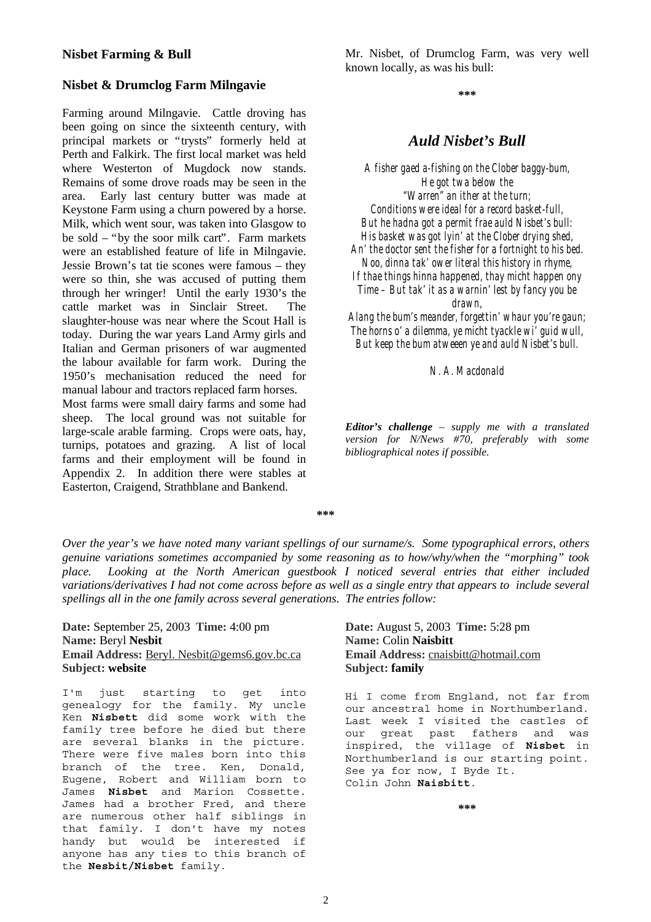### Nisbet Farming & Bull

### Nisbet & Drumclog Farm Milngavie

Farming around Milngavie. Cattle droving has been going on since the sixteenth century, with principal markets or "trysts" formerly held at Perth and Falkirk. The first local market was held where Westerton of Mugdock now stands. Remains of some drove roads may be seen in the area. Early last century butter was made at Keystone Farm using a churn powered by a horse. Milk, which went sour, was taken into Glasgow to be sold – "by the soor milk cart". Farm markets were an established feature of life in Milngavie. Jessie Brown's tat tie scones were famous – they were so thin, she was accused of putting them through her wringer! Until the early 1930's the cattle market was in Sinclair Street. The slaughter-house was near where the Scout Hall is today. During the war years Land Army girls and Italian and German prisoners of war augmented the labour available for farm work. During the 1950's mechanisation reduced the need for manual labour and tractors replaced farm horses.

Most farms were small dairy farms and some had sheep. The local ground was not suitable for large-scale arable farming. Crops were oats, hay, turnips, potatoes and grazing. A list of local farms and their employment will be found in Appendix 2. In addition there were stables at Easterton, Craigend, Strathblane and Bankend.

Mr. Nisbet, of Drumclog Farm, was very well known locally, as was his bull:

\*\*\*

## *Auld Nisbet's Bull*

*A fisher gaed a-fishing on the Clober baggy-bum,*
*He got twa below the*
*"Warren" an ither at the turn;*
*Conditions were ideal for a record basket-full,*
*But he hadna got a permit frae auld Nisbet's bull:*
*His basket was got lyin' at the Clober drying shed,*
*An' the doctor sent the fisher for a fortnight to his bed.*
*Noo, dinna tak' ower literal this history in rhyme,*
*If thae things hinna happened, thay micht happen ony*
*Time – But tak' it as a warnin' lest by fancy you be drawn,*
*Alang the bum's meander, forgettin' whaur you're gaun;*
*The horns o' a dilemma, ye micht tyackle wi' guid wull,*
*But keep the bum atweeen ye and auld Nisbet's bull.*

*N. A. Macdonald*

***Editor's challenge*** *– supply me with a translated version for N/News #70, preferably with some bibliographical notes if possible.*

\*\*\*

*Over the year's we have noted many variant spellings of our surname/s. Some typographical errors, others genuine variations sometimes accompanied by some reasoning as to how/why/when the "morphing" took place. Looking at the North American guestbook I noticed several entries that either included variations/derivatives I had not come across before as well as a single entry that appears to include several spellings all in the one family across several generations. The entries follow:*

**Date:** September 25, 2003 **Time:** 4:00 pm
**Name:** Beryl **Nesbit**
**Email Address:** Beryl. Nesbit@gems6.gov.bc.ca
**Subject: website**

I'm just starting to get into genealogy for the family. My uncle Ken **Nisbett** did some work with the family tree before he died but there are several blanks in the picture. There were five males born into this branch of the tree. Ken, Donald, Eugene, Robert and William born to James **Nisbet** and Marion Cossette. James had a brother Fred, and there are numerous other half siblings in that family. I don't have my notes handy but would be interested if anyone has any ties to this branch of the **Nesbit/Nisbet** family.

**Date:** August 5, 2003 **Time:** 5:28 pm
**Name:** Colin **Naisbitt**
**Email Address:** cnaisbitt@hotmail.com
**Subject: family**

Hi I come from England, not far from our ancestral home in Northumberland. Last week I visited the castles of our great past fathers and was inspired, the village of **Nisbet** in Northumberland is our starting point. See ya for now, I Byde It.
Colin John **Naisbitt**.

\*\*\*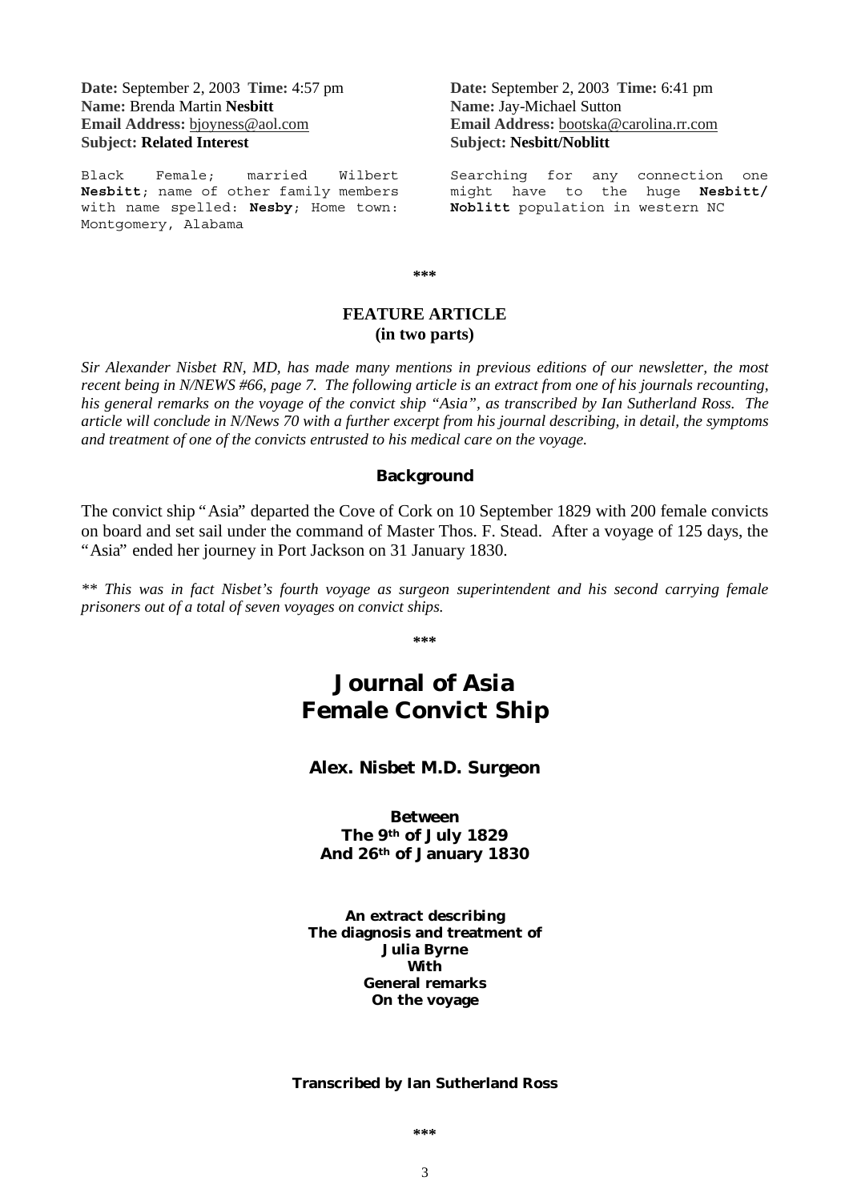**Date:** September 2, 2003 **Time:** 4:57 pm
**Name:** Brenda Martin **Nesbitt**
**Email Address:** bjoyness@aol.com
**Subject: Related Interest**

Black Female; married Wilbert **Nesbitt**; name of other family members with name spelled: **Nesby**; Home town: Montgomery, Alabama

**Date:** September 2, 2003 **Time:** 6:41 pm
**Name:** Jay-Michael Sutton
**Email Address:** bootska@carolina.rr.com
**Subject: Nesbitt/Noblitt**

Searching for any connection one might have to the huge **Nesbitt/ Noblitt** population in western NC

\*\*\*

## FEATURE ARTICLE
**(in two parts)**

*Sir Alexander Nisbet RN, MD, has made many mentions in previous editions of our newsletter, the most recent being in N/NEWS #66, page 7. The following article is an extract from one of his journals recounting, his general remarks on the voyage of the convict ship "Asia", as transcribed by Ian Sutherland Ross. The article will conclude in N/News 70 with a further excerpt from his journal describing, in detail, the symptoms and treatment of one of the convicts entrusted to his medical care on the voyage.*

### Background

The convict ship "Asia" departed the Cove of Cork on 10 September 1829 with 200 female convicts on board and set sail under the command of Master Thos. F. Stead. After a voyage of 125 days, the "Asia" ended her journey in Port Jackson on 31 January 1830.

*\*\* This was in fact Nisbet's fourth voyage as surgeon superintendent and his second carrying female prisoners out of a total of seven voyages on convict ships.*

\*\*\*

# Journal of Asia Female Convict Ship

**Alex. Nisbet M.D. Surgeon**

**Between**
**The 9th of July 1829**
**And 26th of January 1830**

**An extract describing**
**The diagnosis and treatment of**
**Julia Byrne**
**With**
**General remarks**
**On the voyage**

**Transcribed by Ian Sutherland Ross**

\*\*\*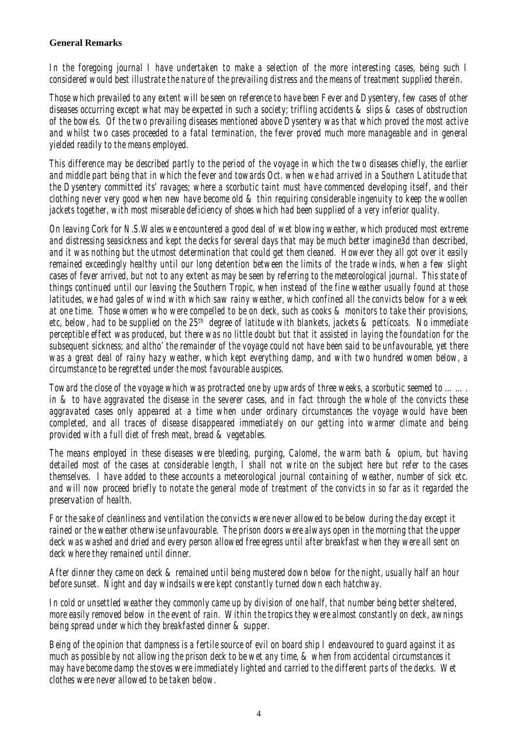**General Remarks**

*In the foregoing journal I have undertaken to make a selection of the more interesting cases, being such I considered would best illustrate the nature of the prevailing distress and the means of treatment supplied therein.*

*Those which prevailed to any extent will be seen on reference to have been Fever and Dysentery, few cases of other diseases occurring except what may be expected in such a society; trifling accidents & slips & cases of obstruction of the bowels. Of the two prevailing diseases mentioned above Dysentery was that which proved the most active and whilst two cases proceeded to a fatal termination, the fever proved much more manageable and in general yielded readily to the means employed.*

*This difference may be described partly to the period of the voyage in which the two diseases chiefly, the earlier and middle part being that in which the fever and towards Oct. when we had arrived in a Southern Latitude that the Dysentery committed its' ravages; where a scorbutic taint must have commenced developing itself, and their clothing never very good when new have become old & thin requiring considerable ingenuity to keep the woollen jackets together, with most miserable deficiency of shoes which had been supplied of a very inferior quality.*

*On leaving Cork for N.S.Wales we encountered a good deal of wet blowing weather, which produced most extreme and distressing seasickness and kept the decks for several days that may be much better imagine3d than described, and it was nothing but the utmost determination that could get them cleaned. However they all got over it easily remained exceedingly healthy until our long detention between the limits of the trade winds, when a few slight cases of fever arrived, but not to any extent as may be seen by referring to the meteorological journal. This state of things continued until our leaving the Southern Tropic, when instead of the fine weather usually found at those latitudes, we had gales of wind with which saw rainy weather, which confined all the convicts below for a week at one time. Those women who were compelled to be on deck, such as cooks & monitors to take their provisions, etc, below, had to be supplied on the 25th degree of latitude with blankets, jackets & petticoats. No immediate perceptible effect was produced, but there was no little doubt but that it assisted in laying the foundation for the subsequent sickness; and altho' the remainder of the voyage could not have been said to be unfavourable, yet there was a great deal of rainy hazy weather, which kept everything damp, and with two hundred women below, a circumstance to be regretted under the most favourable auspices.*

*Toward the close of the voyage which was protracted one by upwards of three weeks, a scorbutic seemed to ……. in & to have aggravated the disease in the severer cases, and in fact through the whole of the convicts these aggravated cases only appeared at a time when under ordinary circumstances the voyage would have been completed, and all traces of disease disappeared immediately on our getting into warmer climate and being provided with a full diet of fresh meat, bread & vegetables.*

*The means employed in these diseases were bleeding, purging, Calomel, the warm bath & opium, but having detailed most of the cases at considerable length, I shall not write on the subject here but refer to the cases themselves. I have added to these accounts a meteorological journal containing of weather, number of sick etc. and will now proceed briefly to notate the general mode of treatment of the convicts in so far as it regarded the preservation of health.*

*For the sake of cleanliness and ventilation the convicts were never allowed to be below during the day except it rained or the weather otherwise unfavourable. The prison doors were always open in the morning that the upper deck was washed and dried and every person allowed free egress until after breakfast when they were all sent on deck where they remained until dinner.*

*After dinner they came on deck & remained until being mustered down below for the night, usually half an hour before sunset. Night and day windsails were kept constantly turned down each hatchway.*

*In cold or unsettled weather they commonly came up by division of one half, that number being better sheltered, more easily removed below in the event of rain. Within the tropics they were almost constantly on deck, awnings being spread under which they breakfasted dinner & supper.*

*Being of the opinion that dampness is a fertile source of evil on board ship I endeavoured to guard against it as much as possible by not allowing the prison deck to be wet any time, & when from accidental circumstances it may have become damp the stoves were immediately lighted and carried to the different parts of the decks. Wet clothes were never allowed to be taken below.*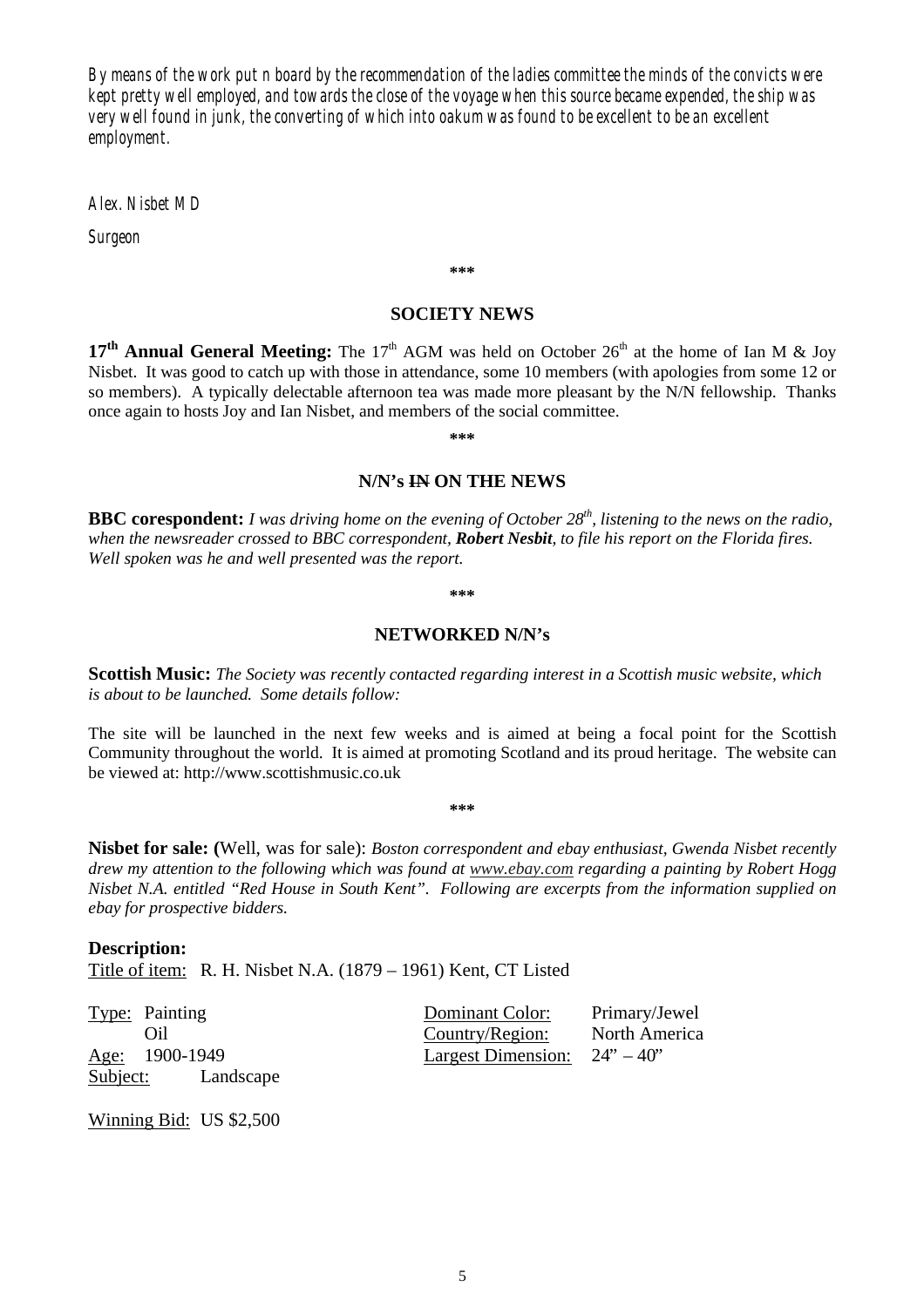*By means of the work put n board by the recommendation of the ladies committee the minds of the convicts were kept pretty well employed, and towards the close of the voyage when this source became expended, the ship was very well found in junk, the converting of which into oakum was found to be excellent to be an excellent employment.*

*Alex. Nisbet MD*

*Surgeon*

\*\*\*

## SOCIETY NEWS

**17th Annual General Meeting:** The 17th AGM was held on October 26th at the home of Ian M & Joy Nisbet. It was good to catch up with those in attendance, some 10 members (with apologies from some 12 or so members). A typically delectable afternoon tea was made more pleasant by the N/N fellowship. Thanks once again to hosts Joy and Ian Nisbet, and members of the social committee.

\*\*\*

## N/N's ~~IN~~ ON THE NEWS

**BBC corespondent:** *I was driving home on the evening of October 28th, listening to the news on the radio, when the newsreader crossed to BBC correspondent, **Robert Nesbit**, to file his report on the Florida fires. Well spoken was he and well presented was the report.*

\*\*\*

## NETWORKED N/N's

**Scottish Music:** *The Society was recently contacted regarding interest in a Scottish music website, which is about to be launched. Some details follow:*

The site will be launched in the next few weeks and is aimed at being a focal point for the Scottish Community throughout the world. It is aimed at promoting Scotland and its proud heritage. The website can be viewed at: http://www.scottishmusic.co.uk

\*\*\*

**Nisbet for sale: (**Well, was for sale): *Boston correspondent and ebay enthusiast, Gwenda Nisbet recently drew my attention to the following which was found at www.ebay.com regarding a painting by Robert Hogg Nisbet N.A. entitled "Red House in South Kent". Following are excerpts from the information supplied on ebay for prospective bidders.*

**Description:**

Title of item: R. H. Nisbet N.A. (1879 – 1961) Kent, CT Listed

| | | | |
|---|---|---|---|
| Type: | Painting Oil | Dominant Color: | Primary/Jewel |
| Age: | 1900-1949 | Country/Region: | North America |
| Subject: | Landscape | Largest Dimension: | 24" – 40" |

Winning Bid: US $2,500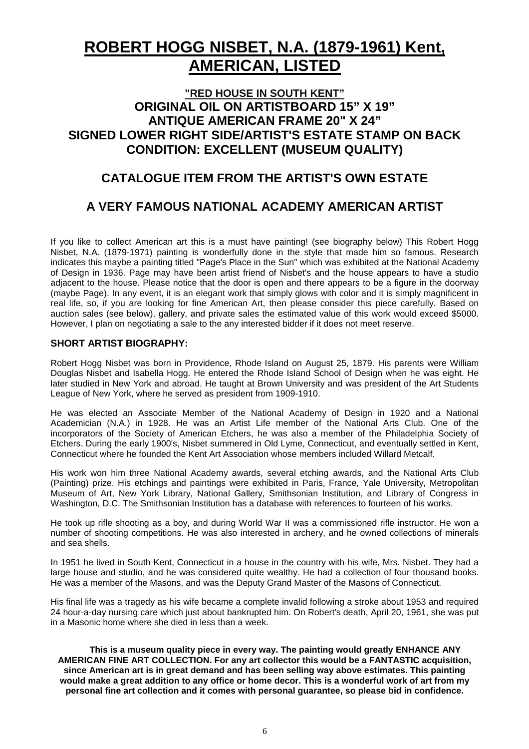# ROBERT HOGG NISBET, N.A. (1879-1961) Kent, AMERICAN, LISTED

### "RED HOUSE IN SOUTH KENT"

### ORIGINAL OIL ON ARTISTBOARD 15" X 19"

### ANTIQUE AMERICAN FRAME 20" X 24"

### SIGNED LOWER RIGHT SIDE/ARTIST'S ESTATE STAMP ON BACK

### CONDITION: EXCELLENT (MUSEUM QUALITY)

## CATALOGUE ITEM FROM THE ARTIST'S OWN ESTATE

## A VERY FAMOUS NATIONAL ACADEMY AMERICAN ARTIST

If you like to collect American art this is a must have painting! (see biography below) This Robert Hogg Nisbet, N.A. (1879-1971) painting is wonderfully done in the style that made him so famous. Research indicates this maybe a painting titled "Page's Place in the Sun" which was exhibited at the National Academy of Design in 1936. Page may have been artist friend of Nisbet's and the house appears to have a studio adjacent to the house. Please notice that the door is open and there appears to be a figure in the doorway (maybe Page). In any event, it is an elegant work that simply glows with color and it is simply magnificent in real life, so, if you are looking for fine American Art, then please consider this piece carefully. Based on auction sales (see below), gallery, and private sales the estimated value of this work would exceed $5000. However, I plan on negotiating a sale to the any interested bidder if it does not meet reserve.

**SHORT ARTIST BIOGRAPHY:**

Robert Hogg Nisbet was born in Providence, Rhode Island on August 25, 1879. His parents were William Douglas Nisbet and Isabella Hogg. He entered the Rhode Island School of Design when he was eight. He later studied in New York and abroad. He taught at Brown University and was president of the Art Students League of New York, where he served as president from 1909-1910.

He was elected an Associate Member of the National Academy of Design in 1920 and a National Academician (N.A.) in 1928. He was an Artist Life member of the National Arts Club. One of the incorporators of the Society of American Etchers, he was also a member of the Philadelphia Society of Etchers. During the early 1900's, Nisbet summered in Old Lyme, Connecticut, and eventually settled in Kent, Connecticut where he founded the Kent Art Association whose members included Willard Metcalf.

His work won him three National Academy awards, several etching awards, and the National Arts Club (Painting) prize. His etchings and paintings were exhibited in Paris, France, Yale University, Metropolitan Museum of Art, New York Library, National Gallery, Smithsonian Institution, and Library of Congress in Washington, D.C. The Smithsonian Institution has a database with references to fourteen of his works.

He took up rifle shooting as a boy, and during World War II was a commissioned rifle instructor. He won a number of shooting competitions. He was also interested in archery, and he owned collections of minerals and sea shells.

In 1951 he lived in South Kent, Connecticut in a house in the country with his wife, Mrs. Nisbet. They had a large house and studio, and he was considered quite wealthy. He had a collection of four thousand books. He was a member of the Masons, and was the Deputy Grand Master of the Masons of Connecticut.

His final life was a tragedy as his wife became a complete invalid following a stroke about 1953 and required 24 hour-a-day nursing care which just about bankrupted him. On Robert's death, April 20, 1961, she was put in a Masonic home where she died in less than a week.

**This is a museum quality piece in every way. The painting would greatly ENHANCE ANY AMERICAN FINE ART COLLECTION. For any art collector this would be a FANTASTIC acquisition, since American art is in great demand and has been selling way above estimates. This painting would make a great addition to any office or home decor. This is a wonderful work of art from my personal fine art collection and it comes with personal guarantee, so please bid in confidence.**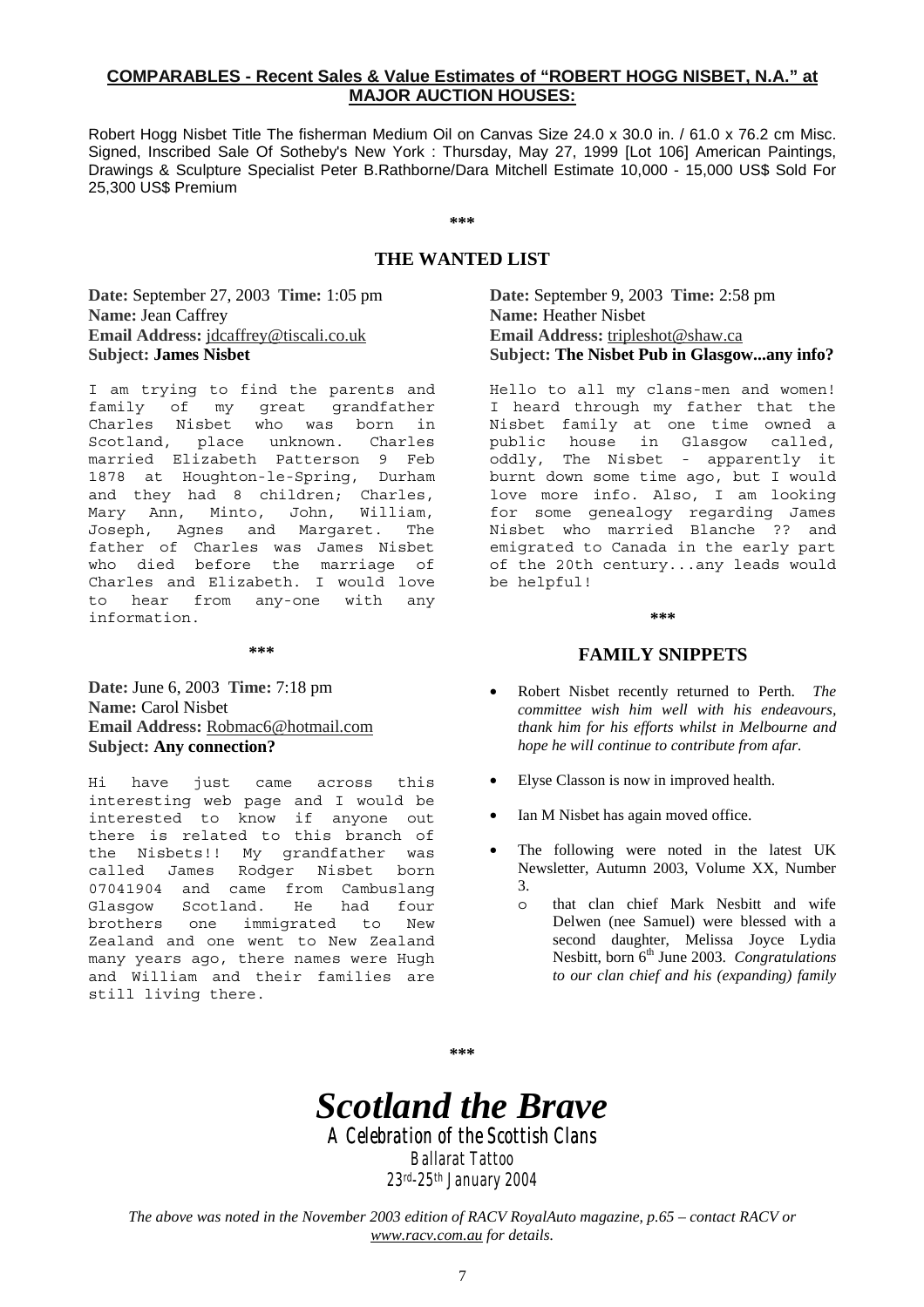**COMPARABLES - Recent Sales & Value Estimates of "ROBERT HOGG NISBET, N.A." at MAJOR AUCTION HOUSES:**

Robert Hogg Nisbet Title The fisherman Medium Oil on Canvas Size 24.0 x 30.0 in. / 61.0 x 76.2 cm Misc. Signed, Inscribed Sale Of Sotheby's New York : Thursday, May 27, 1999 [Lot 106] American Paintings, Drawings & Sculpture Specialist Peter B.Rathborne/Dara Mitchell Estimate 10,000 - 15,000 US$ Sold For 25,300 US$ Premium

***

## THE WANTED LIST

**Date:** September 27, 2003 **Time:** 1:05 pm
**Name:** Jean Caffrey
**Email Address:** jdcaffrey@tiscali.co.uk
**Subject: James Nisbet**

I am trying to find the parents and family of my great grandfather Charles Nisbet who was born in Scotland, place unknown. Charles married Elizabeth Patterson 9 Feb 1878 at Houghton-le-Spring, Durham and they had 8 children; Charles, Mary Ann, Minto, John, William, Joseph, Agnes and Margaret. The father of Charles was James Nisbet who died before the marriage of Charles and Elizabeth. I would love to hear from any-one with any information.

***

**Date:** June 6, 2003 **Time:** 7:18 pm
**Name:** Carol Nisbet
**Email Address:** Robmac6@hotmail.com
**Subject: Any connection?**

Hi have just came across this interesting web page and I would be interested to know if anyone out there is related to this branch of the Nisbets!! My grandfather was called James Rodger Nisbet born 07041904 and came from Cambuslang Glasgow Scotland. He had four brothers one immigrated to New Zealand and one went to New Zealand many years ago, there names were Hugh and William and their families are still living there.

**Date:** September 9, 2003 **Time:** 2:58 pm
**Name:** Heather Nisbet
**Email Address:** tripleshot@shaw.ca
**Subject: The Nisbet Pub in Glasgow...any info?**

Hello to all my clans-men and women! I heard through my father that the Nisbet family at one time owned a public house in Glasgow called, oddly, The Nisbet - apparently it burnt down some time ago, but I would love more info. Also, I am looking for some genealogy regarding James Nisbet who married Blanche ?? and emigrated to Canada in the early part of the 20th century...any leads would be helpful!

***

## FAMILY SNIPPETS

- Robert Nisbet recently returned to Perth. *The committee wish him well with his endeavours, thank him for his efforts whilst in Melbourne and hope he will continue to contribute from afar.*
- Elyse Classon is now in improved health.
- Ian M Nisbet has again moved office.
- The following were noted in the latest UK Newsletter, Autumn 2003, Volume XX, Number 3.
  - that clan chief Mark Nesbitt and wife Delwen (nee Samuel) were blessed with a second daughter, Melissa Joyce Lydia Nesbitt, born 6th June 2003. *Congratulations to our clan chief and his (expanding) family*

***

# *Scotland the Brave*

A Celebration of the Scottish Clans
Ballarat Tattoo
23rd-25th January 2004

*The above was noted in the November 2003 edition of RACV RoyalAuto magazine, p.65 – contact RACV or www.racv.com.au for details.*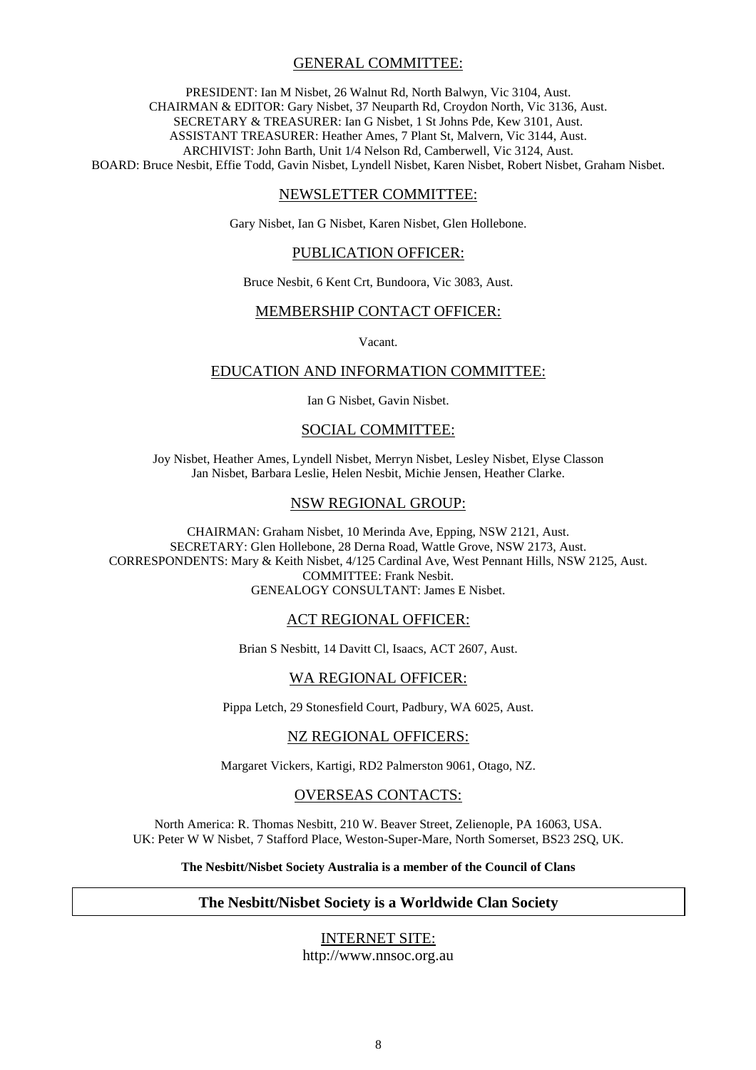## GENERAL COMMITTEE:

PRESIDENT: Ian M Nisbet, 26 Walnut Rd, North Balwyn, Vic 3104, Aust.
CHAIRMAN & EDITOR: Gary Nisbet, 37 Neuparth Rd, Croydon North, Vic 3136, Aust.
SECRETARY & TREASURER: Ian G Nisbet, 1 St Johns Pde, Kew 3101, Aust.
ASSISTANT TREASURER: Heather Ames, 7 Plant St, Malvern, Vic 3144, Aust.
ARCHIVIST: John Barth, Unit 1/4 Nelson Rd, Camberwell, Vic 3124, Aust.
BOARD: Bruce Nesbit, Effie Todd, Gavin Nisbet, Lyndell Nisbet, Karen Nisbet, Robert Nisbet, Graham Nisbet.

## NEWSLETTER COMMITTEE:

Gary Nisbet, Ian G Nisbet, Karen Nisbet, Glen Hollebone.

## PUBLICATION OFFICER:

Bruce Nesbit, 6 Kent Crt, Bundoora, Vic 3083, Aust.

## MEMBERSHIP CONTACT OFFICER:

Vacant.

## EDUCATION AND INFORMATION COMMITTEE:

Ian G Nisbet, Gavin Nisbet.

## SOCIAL COMMITTEE:

Joy Nisbet, Heather Ames, Lyndell Nisbet, Merryn Nisbet, Lesley Nisbet, Elyse Classon
Jan Nisbet, Barbara Leslie, Helen Nesbit, Michie Jensen, Heather Clarke.

## NSW REGIONAL GROUP:

CHAIRMAN: Graham Nisbet, 10 Merinda Ave, Epping, NSW 2121, Aust.
SECRETARY: Glen Hollebone, 28 Derna Road, Wattle Grove, NSW 2173, Aust.
CORRESPONDENTS: Mary & Keith Nisbet, 4/125 Cardinal Ave, West Pennant Hills, NSW 2125, Aust.
COMMITTEE: Frank Nesbit.
GENEALOGY CONSULTANT: James E Nisbet.

## ACT REGIONAL OFFICER:

Brian S Nesbitt, 14 Davitt Cl, Isaacs, ACT 2607, Aust.

## WA REGIONAL OFFICER:

Pippa Letch, 29 Stonesfield Court, Padbury, WA 6025, Aust.

## NZ REGIONAL OFFICERS:

Margaret Vickers, Kartigi, RD2 Palmerston 9061, Otago, NZ.

## OVERSEAS CONTACTS:

North America: R. Thomas Nesbitt, 210 W. Beaver Street, Zelienople, PA 16063, USA.
UK: Peter W W Nisbet, 7 Stafford Place, Weston-Super-Mare, North Somerset, BS23 2SQ, UK.

**The Nesbitt/Nisbet Society Australia is a member of the Council of Clans**

**The Nesbitt/Nisbet Society is a Worldwide Clan Society**

## INTERNET SITE:

http://www.nnsoc.org.au